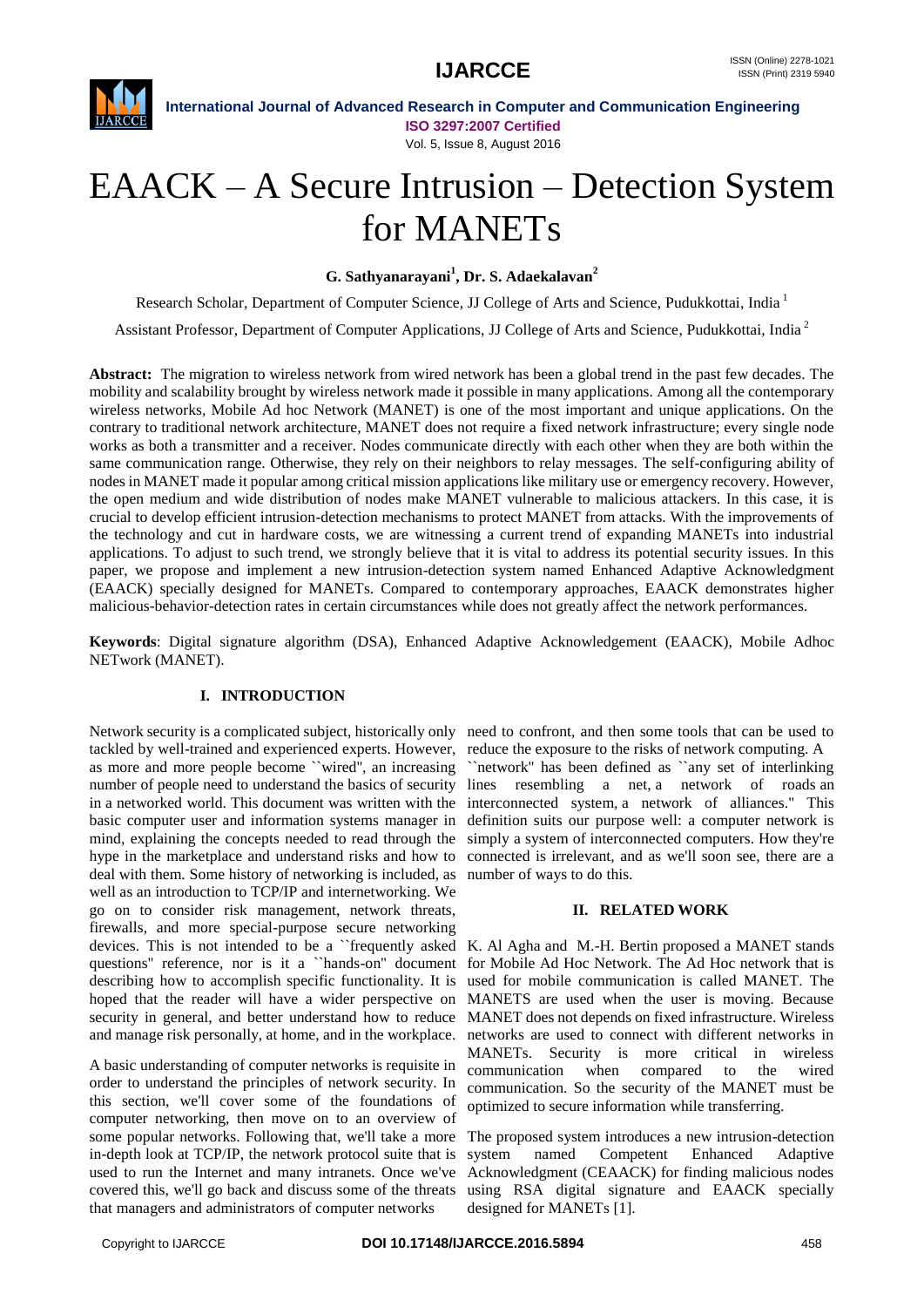# EAACK – A Secure Intrusion – Detection System for MANETs

**G. Sathyanarayani[1], Dr. S. Adaekalavan[2]**

Research Scholar, Department of Computer Science, JJ College of Arts and Science, Pudukkottai, India [1]

Assistant Professor, Department of Computer Applications, JJ College of Arts and Science, Pudukkottai, India [2]

**Abstract:** The migration to wireless network from wired network has been a global trend in the past few decades. The mobility and scalability brought by wireless network made it possible in many applications. Among all the contemporary wireless networks, Mobile Ad hoc Network (MANET) is one of the most important and unique applications. On the contrary to traditional network architecture, MANET does not require a fixed network infrastructure; every single node works as both a transmitter and a receiver. Nodes communicate directly with each other when they are both within the same communication range. Otherwise, they rely on their neighbors to relay messages. The self-configuring ability of nodes in MANET made it popular among critical mission applications like military use or emergency recovery. However, the open medium and wide distribution of nodes make MANET vulnerable to malicious attackers. In this case, it is crucial to develop efficient intrusion-detection mechanisms to protect MANET from attacks. With the improvements of the technology and cut in hardware costs, we are witnessing a current trend of expanding MANETs into industrial applications. To adjust to such trend, we strongly believe that it is vital to address its potential security issues. In this paper, we propose and implement a new intrusion-detection system named Enhanced Adaptive Acknowledgment (EAACK) specially designed for MANETs. Compared to contemporary approaches, EAACK demonstrates higher malicious-behavior-detection rates in certain circumstances while does not greatly affect the network performances.

**Keywords**: Digital signature algorithm (DSA), Enhanced Adaptive Acknowledgement (EAACK), Mobile Adhoc NETwork (MANET).

## I. INTRODUCTION

Network security is a complicated subject, historically only tackled by well-trained and experienced experts. However, as more and more people become ``wired'', an increasing number of people need to understand the basics of security in a networked world. This document was written with the basic computer user and information systems manager in mind, explaining the concepts needed to read through the hype in the marketplace and understand risks and how to deal with them. Some history of networking is included, as well as an introduction to TCP/IP and internetworking. We go on to consider risk management, network threats, firewalls, and more special-purpose secure networking devices. This is not intended to be a ``frequently asked questions'' reference, nor is it a ``hands-on'' document describing how to accomplish specific functionality. It is hoped that the reader will have a wider perspective on security in general, and better understand how to reduce and manage risk personally, at home, and in the workplace.

A basic understanding of computer networks is requisite in order to understand the principles of network security. In this section, we'll cover some of the foundations of computer networking, then move on to an overview of some popular networks. Following that, we'll take a more in-depth look at TCP/IP, the network protocol suite that is used to run the Internet and many intranets. Once we've covered this, we'll go back and discuss some of the threats that managers and administrators of computer networks need to confront, and then some tools that can be used to reduce the exposure to the risks of network computing. A ``network'' has been defined as ``any set of interlinking lines resembling a net, a network of roads an interconnected system, a network of alliances.'' This definition suits our purpose well: a computer network is simply a system of interconnected computers. How they're connected is irrelevant, and as we'll soon see, there are a number of ways to do this.

## II. RELATED WORK

K. Al Agha and M.-H. Bertin proposed a MANET stands for Mobile Ad Hoc Network. The Ad Hoc network that is used for mobile communication is called MANET. The MANETS are used when the user is moving. Because MANET does not depends on fixed infrastructure. Wireless networks are used to connect with different networks in MANETs. Security is more critical in wireless communication when compared to the wired communication. So the security of the MANET must be optimized to secure information while transferring.

The proposed system introduces a new intrusion-detection system named Competent Enhanced Adaptive Acknowledgment (CEAACK) for finding malicious nodes using RSA digital signature and EAACK specially designed for MANETs [1].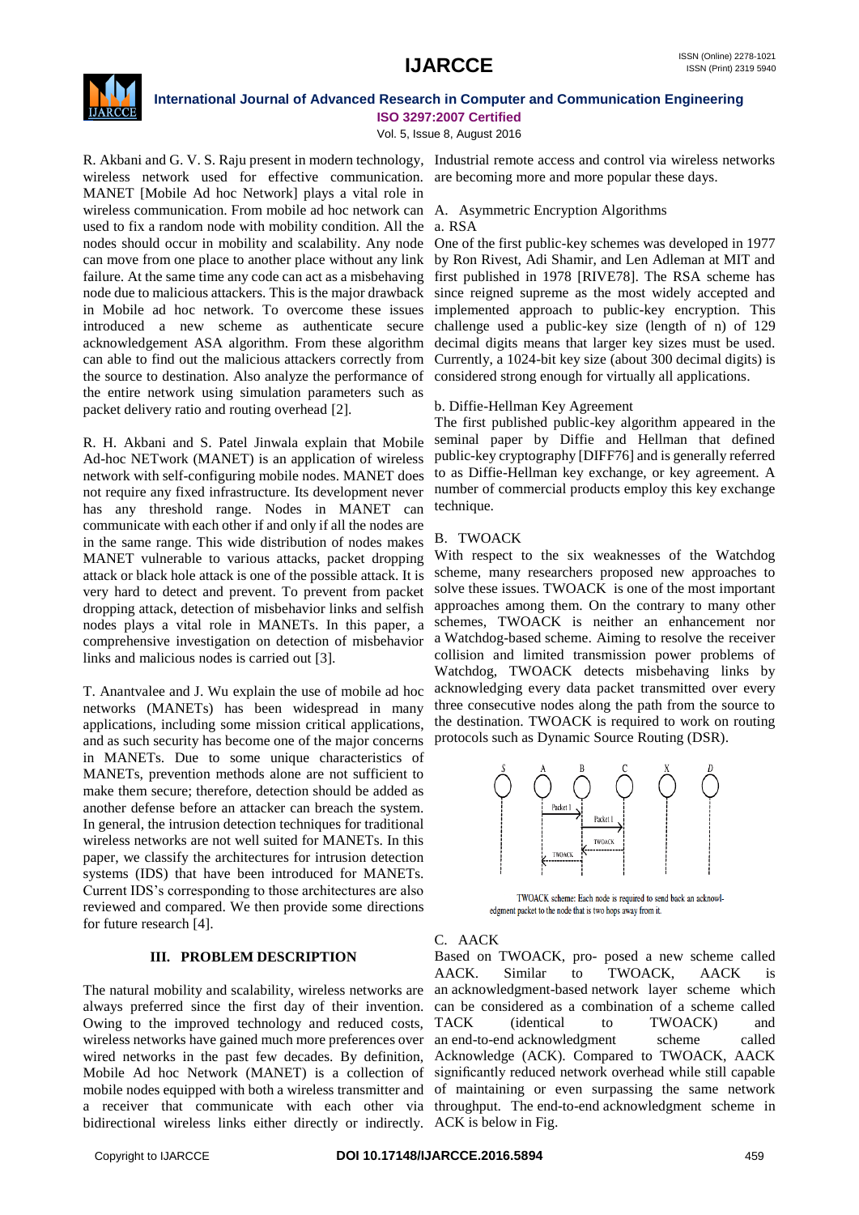R. Akbani and G. V. S. Raju present in modern technology, wireless network used for effective communication. MANET [Mobile Ad hoc Network] plays a vital role in wireless communication. From mobile ad hoc network can used to fix a random node with mobility condition. All the nodes should occur in mobility and scalability. Any node can move from one place to another place without any link failure. At the same time any code can act as a misbehaving node due to malicious attackers. This is the major drawback in Mobile ad hoc network. To overcome these issues introduced a new scheme as authenticate secure acknowledgement ASA algorithm. From these algorithm can able to find out the malicious attackers correctly from the source to destination. Also analyze the performance of the entire network using simulation parameters such as packet delivery ratio and routing overhead [2].

R. H. Akbani and S. Patel Jinwala explain that Mobile Ad-hoc NETwork (MANET) is an application of wireless network with self-configuring mobile nodes. MANET does not require any fixed infrastructure. Its development never has any threshold range. Nodes in MANET can communicate with each other if and only if all the nodes are in the same range. This wide distribution of nodes makes MANET vulnerable to various attacks, packet dropping attack or black hole attack is one of the possible attack. It is very hard to detect and prevent. To prevent from packet dropping attack, detection of misbehavior links and selfish nodes plays a vital role in MANETs. In this paper, a comprehensive investigation on detection of misbehavior links and malicious nodes is carried out [3].

T. Anantvalee and J. Wu explain the use of mobile ad hoc networks (MANETs) has been widespread in many applications, including some mission critical applications, and as such security has become one of the major concerns in MANETs. Due to some unique characteristics of MANETs, prevention methods alone are not sufficient to make them secure; therefore, detection should be added as another defense before an attacker can breach the system. In general, the intrusion detection techniques for traditional wireless networks are not well suited for MANETs. In this paper, we classify the architectures for intrusion detection systems (IDS) that have been introduced for MANETs. Current IDS's corresponding to those architectures are also reviewed and compared. We then provide some directions for future research [4].

## III. PROBLEM DESCRIPTION

The natural mobility and scalability, wireless networks are always preferred since the first day of their invention. Owing to the improved technology and reduced costs, wireless networks have gained much more preferences over wired networks in the past few decades. By definition, Mobile Ad hoc Network (MANET) is a collection of mobile nodes equipped with both a wireless transmitter and a receiver that communicate with each other via bidirectional wireless links either directly or indirectly. Industrial remote access and control via wireless networks are becoming more and more popular these days.

### A. Asymmetric Encryption Algorithms

#### a. RSA

One of the first public-key schemes was developed in 1977 by Ron Rivest, Adi Shamir, and Len Adleman at MIT and first published in 1978 [RIVE78]. The RSA scheme has since reigned supreme as the most widely accepted and implemented approach to public-key encryption. This challenge used a public-key size (length of n) of 129 decimal digits means that larger key sizes must be used. Currently, a 1024-bit key size (about 300 decimal digits) is considered strong enough for virtually all applications.

#### b. Diffie-Hellman Key Agreement

The first published public-key algorithm appeared in the seminal paper by Diffie and Hellman that defined public-key cryptography [DIFF76] and is generally referred to as Diffie-Hellman key exchange, or key agreement. A number of commercial products employ this key exchange technique.

### B. TWOACK

With respect to the six weaknesses of the Watchdog scheme, many researchers proposed new approaches to solve these issues. TWOACK is one of the most important approaches among them. On the contrary to many other schemes, TWOACK is neither an enhancement nor a Watchdog-based scheme. Aiming to resolve the receiver collision and limited transmission power problems of Watchdog, TWOACK detects misbehaving links by acknowledging every data packet transmitted over every three consecutive nodes along the path from the source to the destination. TWOACK is required to work on routing protocols such as Dynamic Source Routing (DSR).

TWOACK scheme: Each node is required to send back an acknowledgment packet to the node that is two hops away from it.

### C. AACK

Based on TWOACK, pro- posed a new scheme called AACK. Similar to TWOACK, AACK is an acknowledgment-based network layer scheme which can be considered as a combination of a scheme called TACK (identical to TWOACK) and an end-to-end acknowledgment scheme called Acknowledge (ACK). Compared to TWOACK, AACK significantly reduced network overhead while still capable of maintaining or even surpassing the same network throughput. The end-to-end acknowledgment scheme in ACK is below in Fig.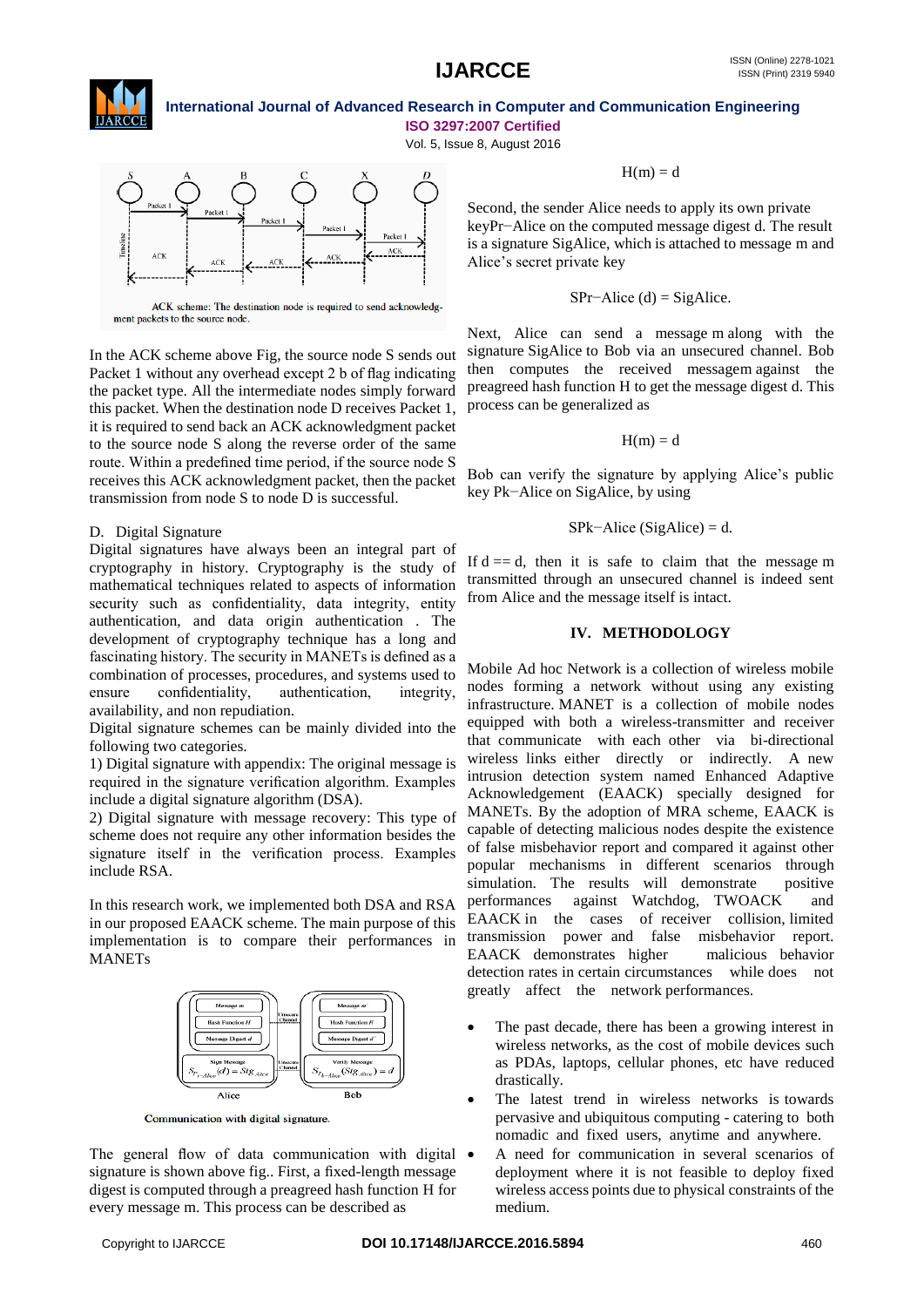ACK scheme: The destination node is required to send acknowledgment packets to the source node.

In the ACK scheme above Fig, the source node S sends out Packet 1 without any overhead except 2 b of flag indicating the packet type. All the intermediate nodes simply forward this packet. When the destination node D receives Packet 1, it is required to send back an ACK acknowledgment packet to the source node S along the reverse order of the same route. Within a predefined time period, if the source node S receives this ACK acknowledgment packet, then the packet transmission from node S to node D is successful.

D. Digital Signature

Digital signatures have always been an integral part of cryptography in history. Cryptography is the study of mathematical techniques related to aspects of information security such as confidentiality, data integrity, entity authentication, and data origin authentication . The development of cryptography technique has a long and fascinating history. The security in MANETs is defined as a combination of processes, procedures, and systems used to ensure confidentiality, authentication, integrity, availability, and non repudiation.

Digital signature schemes can be mainly divided into the following two categories.

1) Digital signature with appendix: The original message is required in the signature verification algorithm. Examples include a digital signature algorithm (DSA).

2) Digital signature with message recovery: This type of scheme does not require any other information besides the signature itself in the verification process. Examples include RSA.

In this research work, we implemented both DSA and RSA in our proposed EAACK scheme. The main purpose of this implementation is to compare their performances in MANETs

Communication with digital signature.

The general flow of data communication with digital signature is shown above fig.. First, a fixed-length message digest is computed through a preagreed hash function H for every message m. This process can be described as

$$H(m) = d$$

Second, the sender Alice needs to apply its own private keyPr−Alice on the computed message digest d. The result is a signature SigAlice, which is attached to message m and Alice's secret private key

$$SPr-Alice (d) = SigAlice.$$

Next, Alice can send a message m along with the signature SigAlice to Bob via an unsecured channel. Bob then computes the received messagem against the preagreed hash function H to get the message digest d. This process can be generalized as

$$H(m) = d$$

Bob can verify the signature by applying Alice's public key Pk−Alice on SigAlice, by using

$$SPk-Alice (SigAlice) = d.$$

If d == d, then it is safe to claim that the message m transmitted through an unsecured channel is indeed sent from Alice and the message itself is intact.

## IV. METHODOLOGY

Mobile Ad hoc Network is a collection of wireless mobile nodes forming a network without using any existing infrastructure. MANET is a collection of mobile nodes equipped with both a wireless-transmitter and receiver that communicate with each other via bi-directional wireless links either directly or indirectly. A new intrusion detection system named Enhanced Adaptive Acknowledgment (EAACK) specially designed for MANETs. By the adoption of MRA scheme, EAACK is capable of detecting malicious nodes despite the existence of false misbehavior report and compared it against other popular mechanisms in different scenarios through simulation. The results will demonstrate positive performances against Watchdog, TWOACK and EAACK in the cases of receiver collision, limited transmission power and false misbehavior report. EAACK demonstrates higher malicious behavior detection rates in certain circumstances while does not greatly affect the network performances.

- The past decade, there has been a growing interest in wireless networks, as the cost of mobile devices such as PDAs, laptops, cellular phones, etc have reduced drastically.
- The latest trend in wireless networks is towards pervasive and ubiquitous computing - catering to both nomadic and fixed users, anytime and anywhere.
- A need for communication in several scenarios of deployment where it is not feasible to deploy fixed wireless access points due to physical constraints of the medium.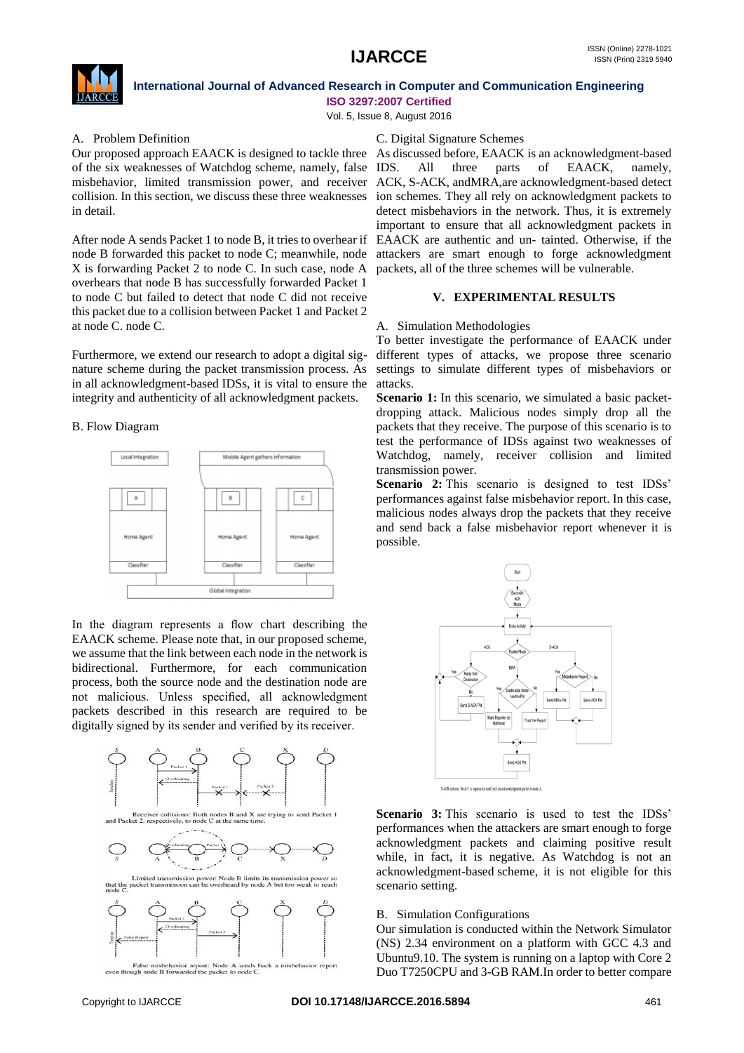A. Problem Definition

Our proposed approach EAACK is designed to tackle three of the six weaknesses of Watchdog scheme, namely, false misbehavior, limited transmission power, and receiver collision. In this section, we discuss these three weaknesses in detail.

After node A sends Packet 1 to node B, it tries to overhear if node B forwarded this packet to node C; meanwhile, node X is forwarding Packet 2 to node C. In such case, node A overhears that node B has successfully forwarded Packet 1 to node C but failed to detect that node C did not receive this packet due to a collision between Packet 1 and Packet 2 at node C. node C.

Furthermore, we extend our research to adopt a digital signature scheme during the packet transmission process. As in all acknowledgment-based IDSs, it is vital to ensure the integrity and authenticity of all acknowledgment packets.

B. Flow Diagram

In the diagram represents a flow chart describing the EAACK scheme. Please note that, in our proposed scheme, we assume that the link between each node in the network is bidirectional. Furthermore, for each communication process, both the source node and the destination node are not malicious. Unless specified, all acknowledgment packets described in this research are required to be digitally signed by its sender and verified by its receiver.

Receiver collisions: Both nodes B and X are trying to send Packet 1 and Packet 2, respectively, to node C at the same time.

Limited transmission power: Node B limits its transmission power so that the packet transmission can be overheard by node A but too weak to reach node C.

False misbehavior report: Node A sends back a misbehavior report even though node B forwarded the packet to node C.

C. Digital Signature Schemes

As discussed before, EAACK is an acknowledgment-based IDS. All three parts of EAACK, namely, ACK, S-ACK, andMRA,are acknowledgment-based detect ion schemes. They all rely on acknowledgment packets to detect misbehaviors in the network. Thus, it is extremely important to ensure that all acknowledgment packets in EAACK are authentic and un- tainted. Otherwise, if the attackers are smart enough to forge acknowledgment packets, all of the three schemes will be vulnerable.

## V. EXPERIMENTAL RESULTS

A. Simulation Methodologies

To better investigate the performance of EAACK under different types of attacks, we propose three scenario settings to simulate different types of misbehaviors or attacks.

**Scenario 1:** In this scenario, we simulated a basic packet-dropping attack. Malicious nodes simply drop all the packets that they receive. The purpose of this scenario is to test the performance of IDSs against two weaknesses of Watchdog, namely, receiver collision and limited transmission power.

**Scenario 2:** This scenario is designed to test IDSs' performances against false misbehavior report. In this case, malicious nodes always drop the packets that they receive and send back a false misbehavior report whenever it is possible.

S-ACK scheme: Node C is required to send back an acknowledgment packet to node A.

**Scenario 3:** This scenario is used to test the IDSs' performances when the attackers are smart enough to forge acknowledgment packets and claiming positive result while, in fact, it is negative. As Watchdog is not an acknowledgment-based scheme, it is not eligible for this scenario setting.

B. Simulation Configurations

Our simulation is conducted within the Network Simulator (NS) 2.34 environment on a platform with GCC 4.3 and Ubuntu9.10. The system is running on a laptop with Core 2 Duo T7250CPU and 3-GB RAM.In order to better compare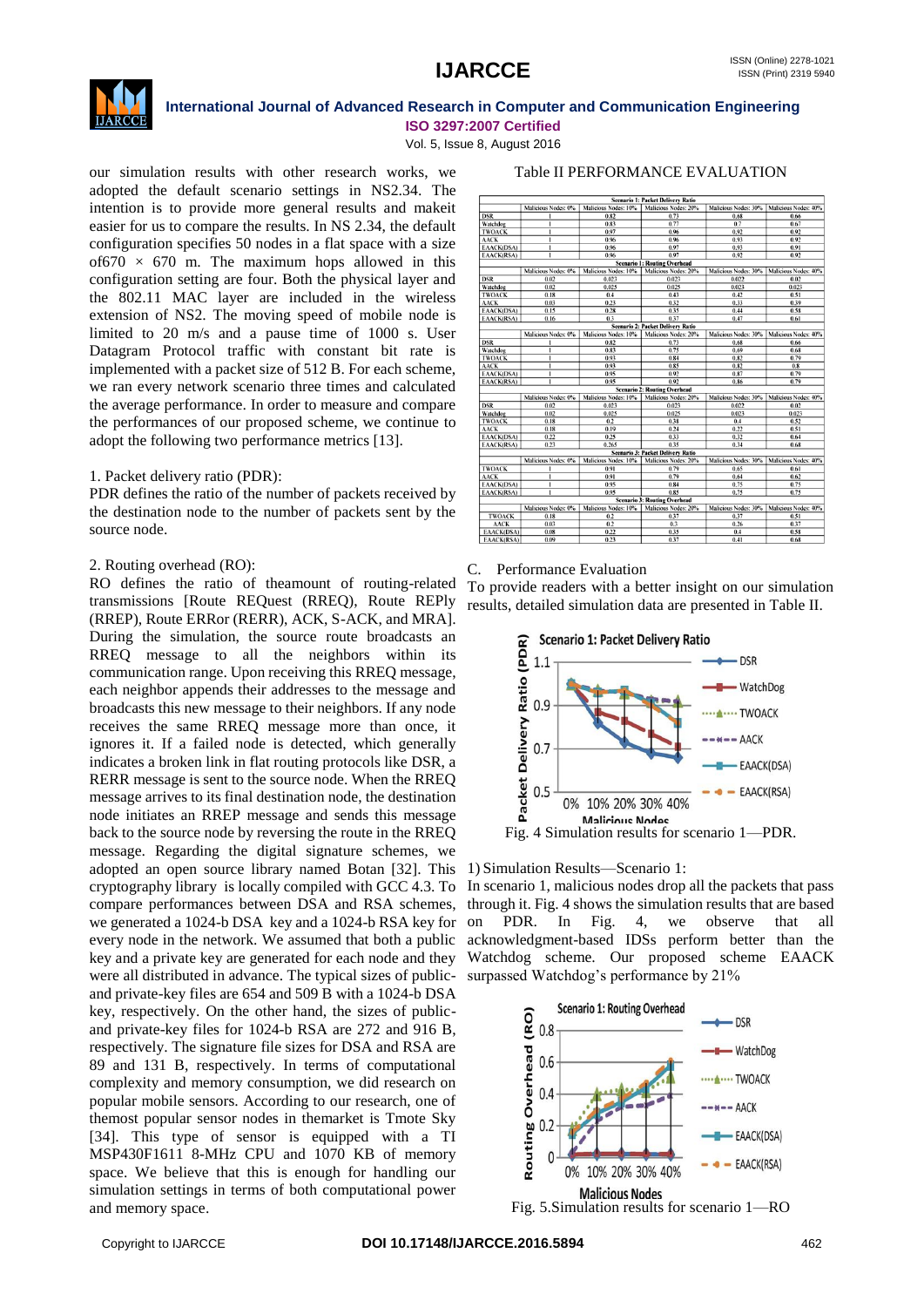our simulation results with other research works, we adopted the default scenario settings in NS2.34. The intention is to provide more general results and makeit easier for us to compare the results. In NS 2.34, the default configuration specifies 50 nodes in a flat space with a size of670 × 670 m. The maximum hops allowed in this configuration setting are four. Both the physical layer and the 802.11 MAC layer are included in the wireless extension of NS2. The moving speed of mobile node is limited to 20 m/s and a pause time of 1000 s. User Datagram Protocol traffic with constant bit rate is implemented with a packet size of 512 B. For each scheme, we ran every network scenario three times and calculated the average performance. In order to measure and compare the performances of our proposed scheme, we continue to adopt the following two performance metrics [13].

1. Packet delivery ratio (PDR):
PDR defines the ratio of the number of packets received by the destination node to the number of packets sent by the source node.

2. Routing overhead (RO):
RO defines the ratio of theamount of routing-related transmissions [Route REQuest (RREQ), Route REPly (RREP), Route ERRor (RERR), ACK, S-ACK, and MRA]. During the simulation, the source route broadcasts an RREQ message to all the neighbors within its communication range. Upon receiving this RREQ message, each neighbor appends their addresses to the message and broadcasts this new message to their neighbors. If any node receives the same RREQ message more than once, it ignores it. If a failed node is detected, which generally indicates a broken link in flat routing protocols like DSR, a RERR message is sent to the source node. When the RREQ message arrives to its final destination node, the destination node initiates an RREP message and sends this message back to the source node by reversing the route in the RREQ message. Regarding the digital signature schemes, we adopted an open source library named Botan [32]. This cryptography library is locally compiled with GCC 4.3. To compare performances between DSA and RSA schemes, we generated a 1024-b DSA key and a 1024-b RSA key for every node in the network. We assumed that both a public key and a private key are generated for each node and they were all distributed in advance. The typical sizes of public- and private-key files are 654 and 509 B with a 1024-b DSA key, respectively. On the other hand, the sizes of public- and private-key files for 1024-b RSA are 272 and 916 B, respectively. The signature file sizes for DSA and RSA are 89 and 131 B, respectively. In terms of computational complexity and memory consumption, we did research on popular mobile sensors. According to our research, one of themost popular sensor nodes in themarket is Tmote Sky [34]. This type of sensor is equipped with a TI MSP430F1611 8-MHz CPU and 1070 KB of memory space. We believe that this is enough for handling our simulation settings in terms of both computational power and memory space.

Table II PERFORMANCE EVALUATION

| | Malicious Nodes: 0% | Malicious Nodes: 10% | Malicious Nodes: 20% | Malicious Nodes: 30% | Malicious Nodes: 40% |
|---|---|---|---|---|---|
| **Scenario 1: Packet Delivery Ratio** | | | | | |
| DSR | 1 | 0.82 | 0.73 | 0.68 | 0.66 |
| Watchdog | 1 | 0.83 | 0.77 | 0.7 | 0.67 |
| TWOACK | 1 | 0.97 | 0.96 | 0.92 | 0.92 |
| AACK | 1 | 0.96 | 0.96 | 0.93 | 0.92 |
| EAACK(DSA) | 1 | 0.96 | 0.97 | 0.93 | 0.91 |
| EAACK(RSA) | 1 | 0.96 | 0.97 | 0.92 | 0.92 |
| **Scenario 1: Routing Overhead** | | | | | |
| DSR | 0.02 | 0.023 | 0.023 | 0.022 | 0.02 |
| Watchdog | 0.02 | 0.025 | 0.025 | 0.023 | 0.023 |
| TWOACK | 0.18 | 0.4 | 0.43 | 0.42 | 0.51 |
| AACK | 0.03 | 0.23 | 0.32 | 0.33 | 0.39 |
| EAACK(DSA) | 0.15 | 0.28 | 0.35 | 0.44 | 0.58 |
| EAACK(RSA) | 0.16 | 0.3 | 0.37 | 0.47 | 0.61 |
| **Scenario 2: Packet Delivery Ratio** | | | | | |
| DSR | 1 | 0.82 | 0.73 | 0.68 | 0.66 |
| Watchdog | 1 | 0.83 | 0.75 | 0.69 | 0.68 |
| TWOACK | 1 | 0.93 | 0.84 | 0.82 | 0.79 |
| AACK | 1 | 0.93 | 0.85 | 0.82 | 0.8 |
| EAACK(DSA) | 1 | 0.95 | 0.92 | 0.87 | 0.79 |
| EAACK(RSA) | 1 | 0.95 | 0.92 | 0.86 | 0.79 |
| **Scenario 2: Routing Overhead** | | | | | |
| DSR | 0.02 | 0.023 | 0.023 | 0.022 | 0.02 |
| Watchdog | 0.02 | 0.025 | 0.025 | 0.023 | 0.023 |
| TWOACK | 0.18 | 0.2 | 0.38 | 0.4 | 0.52 |
| AACK | 0.18 | 0.19 | 0.24 | 0.22 | 0.51 |
| EAACK(DSA) | 0.22 | 0.25 | 0.33 | 0.32 | 0.64 |
| EAACK(RSA) | 0.23 | 0.265 | 0.35 | 0.34 | 0.68 |
| **Scenario 3: Packet Delivery Ratio** | | | | | |
| TWOACK | 1 | 0.91 | 0.79 | 0.65 | 0.61 |
| AACK | 1 | 0.91 | 0.79 | 0.64 | 0.62 |
| EAACK(DSA) | 1 | 0.95 | 0.84 | 0.75 | 0.75 |
| EAACK(RSA) | 1 | 0.95 | 0.85 | 0.75 | 0.75 |
| **Scenario 3: Routing Overhead** | | | | | |
| TWOACK | 0.18 | 0.2 | 0.37 | 0.37 | 0.51 |
| AACK | 0.03 | 0.2 | 0.3 | 0.26 | 0.37 |
| EAACK(DSA) | 0.08 | 0.22 | 0.35 | 0.4 | 0.58 |
| EAACK(RSA) | 0.09 | 0.23 | 0.37 | 0.41 | 0.68 |

C. Performance Evaluation

To provide readers with a better insight on our simulation results, detailed simulation data are presented in Table II.

Fig. 4 Simulation results for scenario 1—PDR.

1) Simulation Results—Scenario 1:

In scenario 1, malicious nodes drop all the packets that pass through it. Fig. 4 shows the simulation results that are based on PDR. In Fig. 4, we observe that all acknowledgment-based IDSs perform better than the Watchdog scheme. Our proposed scheme EAACK surpassed Watchdog's performance by 21%

Fig. 5.Simulation results for scenario 1—RO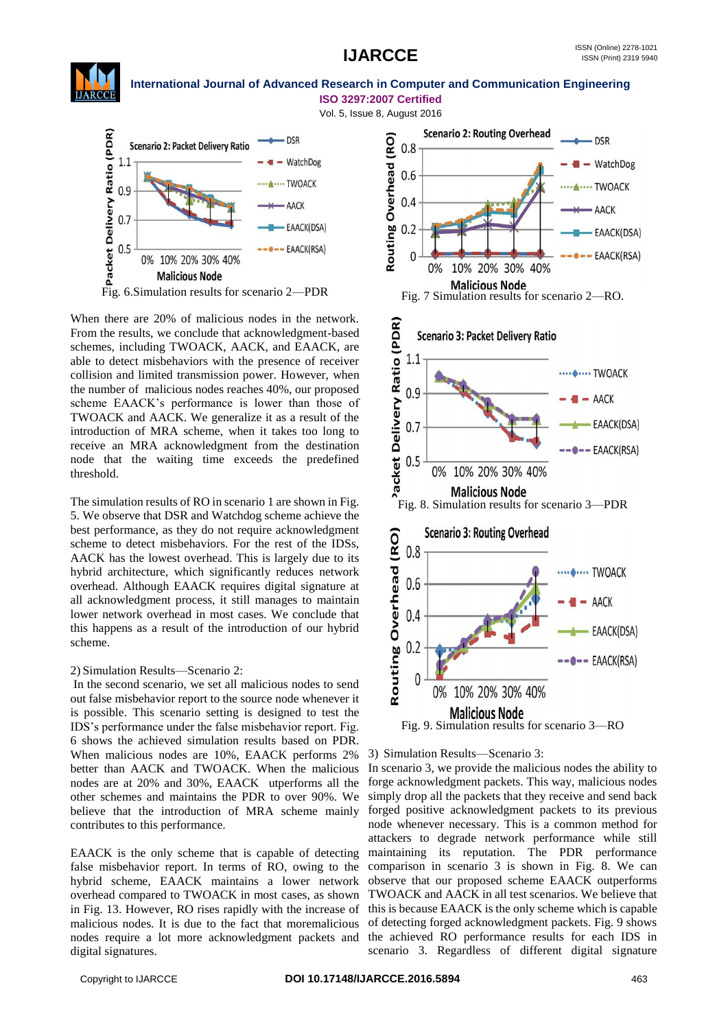Fig. 6.Simulation results for scenario 2—PDR

When there are 20% of malicious nodes in the network. From the results, we conclude that acknowledgment-based schemes, including TWOACK, AACK, and EAACK, are able to detect misbehaviors with the presence of receiver collision and limited transmission power. However, when the number of malicious nodes reaches 40%, our proposed scheme EAACK's performance is lower than those of TWOACK and AACK. We generalize it as a result of the introduction of MRA scheme, when it takes too long to receive an MRA acknowledgment from the destination node that the waiting time exceeds the predefined threshold.

The simulation results of RO in scenario 1 are shown in Fig. 5. We observe that DSR and Watchdog scheme achieve the best performance, as they do not require acknowledgment scheme to detect misbehaviors. For the rest of the IDSs, AACK has the lowest overhead. This is largely due to its hybrid architecture, which significantly reduces network overhead. Although EAACK requires digital signature at all acknowledgment process, it still manages to maintain lower network overhead in most cases. We conclude that this happens as a result of the introduction of our hybrid scheme.

2) Simulation Results—Scenario 2:

In the second scenario, we set all malicious nodes to send out false misbehavior report to the source node whenever it is possible. This scenario setting is designed to test the IDS's performance under the false misbehavior report. Fig. 6 shows the achieved simulation results based on PDR. When malicious nodes are 10%, EAACK performs 2% better than AACK and TWOACK. When the malicious nodes are at 20% and 30%, EAACK utperforms all the other schemes and maintains the PDR to over 90%. We believe that the introduction of MRA scheme mainly contributes to this performance.

EAACK is the only scheme that is capable of detecting false misbehavior report. In terms of RO, owing to the hybrid scheme, EAACK maintains a lower network overhead compared to TWOACK in most cases, as shown in Fig. 13. However, RO rises rapidly with the increase of malicious nodes. It is due to the fact that moremalicious nodes require a lot more acknowledgment packets and digital signatures.

Fig. 7 Simulation results for scenario 2—RO.

Fig. 8. Simulation results for scenario 3—PDR

Fig. 9. Simulation results for scenario 3—RO

3) Simulation Results—Scenario 3:

In scenario 3, we provide the malicious nodes the ability to forge acknowledgment packets. This way, malicious nodes simply drop all the packets that they receive and send back forged positive acknowledgment packets to its previous node whenever necessary. This is a common method for attackers to degrade network performance while still maintaining its reputation. The PDR performance comparison in scenario 3 is shown in Fig. 8. We can observe that our proposed scheme EAACK outperforms TWOACK and AACK in all test scenarios. We believe that this is because EAACK is the only scheme which is capable of detecting forged acknowledgment packets. Fig. 9 shows the achieved RO performance results for each IDS in scenario 3. Regardless of different digital signature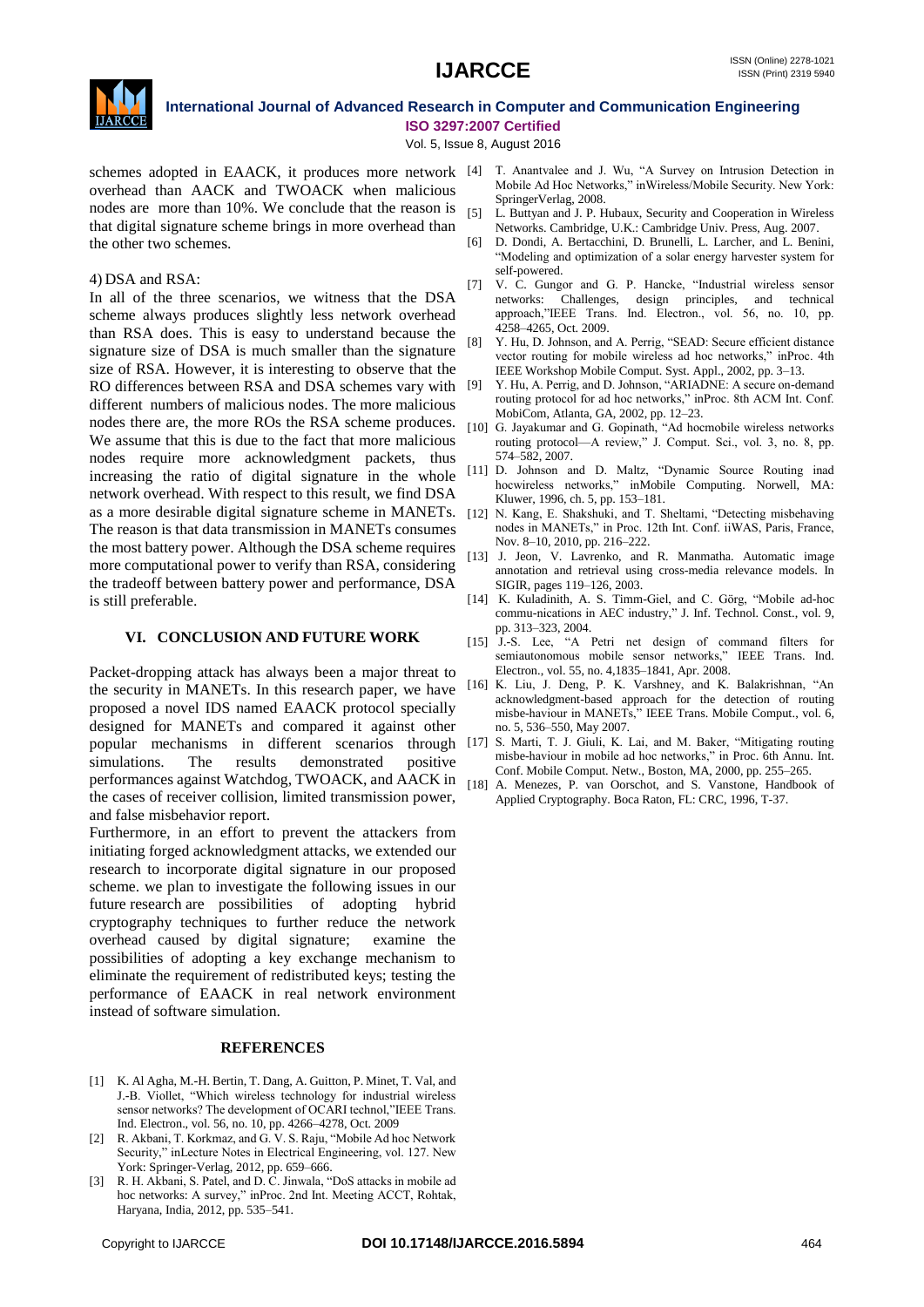schemes adopted in EAACK, it produces more network overhead than AACK and TWOACK when malicious nodes are more than 10%. We conclude that the reason is that digital signature scheme brings in more overhead than the other two schemes.

4) DSA and RSA:

In all of the three scenarios, we witness that the DSA scheme always produces slightly less network overhead than RSA does. This is easy to understand because the signature size of DSA is much smaller than the signature size of RSA. However, it is interesting to observe that the RO differences between RSA and DSA schemes vary with different numbers of malicious nodes. The more malicious nodes there are, the more ROs the RSA scheme produces. We assume that this is due to the fact that more malicious nodes require more acknowledgment packets, thus increasing the ratio of digital signature in the whole network overhead. With respect to this result, we find DSA as a more desirable digital signature scheme in MANETs. The reason is that data transmission in MANETs consumes the most battery power. Although the DSA scheme requires more computational power to verify than RSA, considering the tradeoff between battery power and performance, DSA is still preferable.

## VI. CONCLUSION AND FUTURE WORK

Packet-dropping attack has always been a major threat to the security in MANETs. In this research paper, we have proposed a novel IDS named EAACK protocol specially designed for MANETs and compared it against other popular mechanisms in different scenarios through simulations. The results demonstrated positive performances against Watchdog, TWOACK, and AACK in the cases of receiver collision, limited transmission power, and false misbehavior report.

Furthermore, in an effort to prevent the attackers from initiating forged acknowledgment attacks, we extended our research to incorporate digital signature in our proposed scheme. we plan to investigate the following issues in our future research are possibilities of adopting hybrid cryptography techniques to further reduce the network overhead caused by digital signature; examine the possibilities of adopting a key exchange mechanism to eliminate the requirement of redistributed keys; testing the performance of EAACK in real network environment instead of software simulation.

## REFERENCES

[1] K. Al Agha, M.-H. Bertin, T. Dang, A. Guitton, P. Minet, T. Val, and J.-B. Viollet, "Which wireless technology for industrial wireless sensor networks? The development of OCARI technol,"IEEE Trans. Ind. Electron., vol. 56, no. 10, pp. 4266–4278, Oct. 2009

[2] R. Akbani, T. Korkmaz, and G. V. S. Raju, "Mobile Ad hoc Network Security," inLecture Notes in Electrical Engineering, vol. 127. New York: Springer-Verlag, 2012, pp. 659–666.

[3] R. H. Akbani, S. Patel, and D. C. Jinwala, "DoS attacks in mobile ad hoc networks: A survey," inProc. 2nd Int. Meeting ACCT, Rohtak, Haryana, India, 2012, pp. 535–541.

[4] T. Anantvalee and J. Wu, "A Survey on Intrusion Detection in Mobile Ad Hoc Networks," inWireless/Mobile Security. New York: SpringerVerlag, 2008.

[5] L. Buttyan and J. P. Hubaux, Security and Cooperation in Wireless Networks. Cambridge, U.K.: Cambridge Univ. Press, Aug. 2007.

[6] D. Dondi, A. Bertacchini, D. Brunelli, L. Larcher, and L. Benini, "Modeling and optimization of a solar energy harvester system for self-powered.

[7] V. C. Gungor and G. P. Hancke, "Industrial wireless sensor networks: Challenges, design principles, and technical approach,"IEEE Trans. Ind. Electron., vol. 56, no. 10, pp. 4258–4265, Oct. 2009.

[8] Y. Hu, D. Johnson, and A. Perrig, "SEAD: Secure efficient distance vector routing for mobile wireless ad hoc networks," inProc. 4th IEEE Workshop Mobile Comput. Syst. Appl., 2002, pp. 3–13.

[9] Y. Hu, A. Perrig, and D. Johnson, "ARIADNE: A secure on-demand routing protocol for ad hoc networks," inProc. 8th ACM Int. Conf. MobiCom, Atlanta, GA, 2002, pp. 12–23.

[10] G. Jayakumar and G. Gopinath, "Ad hocmobile wireless networks routing protocol—A review," J. Comput. Sci., vol. 3, no. 8, pp. 574–582, 2007.

[11] D. Johnson and D. Maltz, "Dynamic Source Routing inad hocwireless networks," inMobile Computing. Norwell, MA: Kluwer, 1996, ch. 5, pp. 153–181.

[12] N. Kang, E. Shakshuki, and T. Sheltami, "Detecting misbehaving nodes in MANETs," in Proc. 12th Int. Conf. iiWAS, Paris, France, Nov. 8–10, 2010, pp. 216–222.

[13] J. Jeon, V. Lavrenko, and R. Manmatha. Automatic image annotation and retrieval using cross-media relevance models. In SIGIR, pages 119–126, 2003.

[14] K. Kuladinith, A. S. Timm-Giel, and C. Görg, "Mobile ad-hoc commu-nications in AEC industry," J. Inf. Technol. Const., vol. 9, pp. 313–323, 2004.

[15] J.-S. Lee, "A Petri net design of command filters for semiautonomous mobile sensor networks," IEEE Trans. Ind. Electron., vol. 55, no. 4,1835–1841, Apr. 2008.

[16] K. Liu, J. Deng, P. K. Varshney, and K. Balakrishnan, "An acknowledgment-based approach for the detection of routing misbe-haviour in MANETs," IEEE Trans. Mobile Comput., vol. 6, no. 5, 536–550, May 2007.

[17] S. Marti, T. J. Giuli, K. Lai, and M. Baker, "Mitigating routing misbe-haviour in mobile ad hoc networks," in Proc. 6th Annu. Int. Conf. Mobile Comput. Netw., Boston, MA, 2000, pp. 255–265.

[18] A. Menezes, P. van Oorschot, and S. Vanstone, Handbook of Applied Cryptography. Boca Raton, FL: CRC, 1996, T-37.